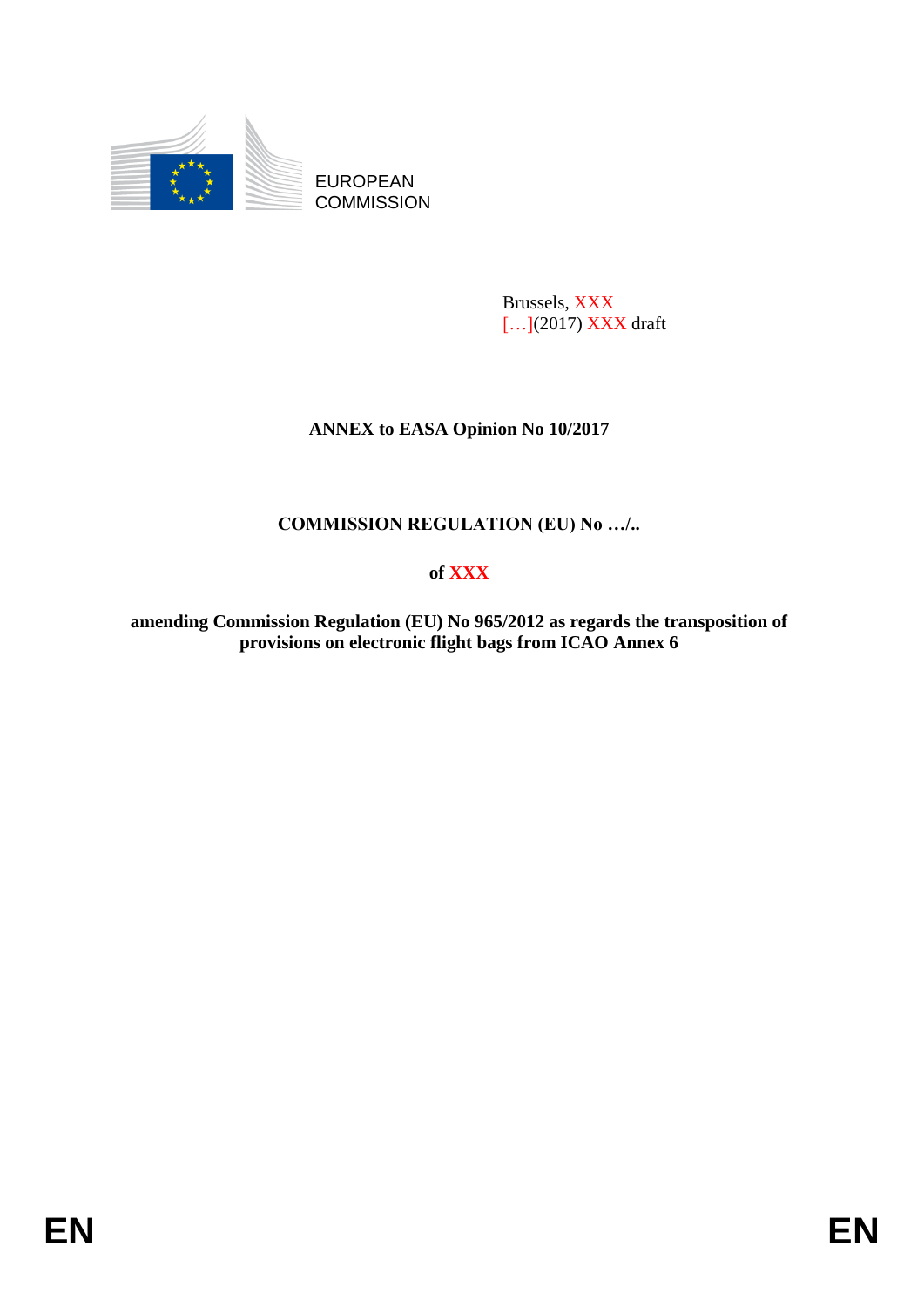EUROPEAN
COMMISSION

Brussels, XXX
[…](2017) XXX draft

**ANNEX to EASA Opinion No 10/2017**

**COMMISSION REGULATION (EU) No …/..**

**of XXX**

**amending Commission Regulation (EU) No 965/2012 as regards the transposition of provisions on electronic flight bags from ICAO Annex 6**

EN EN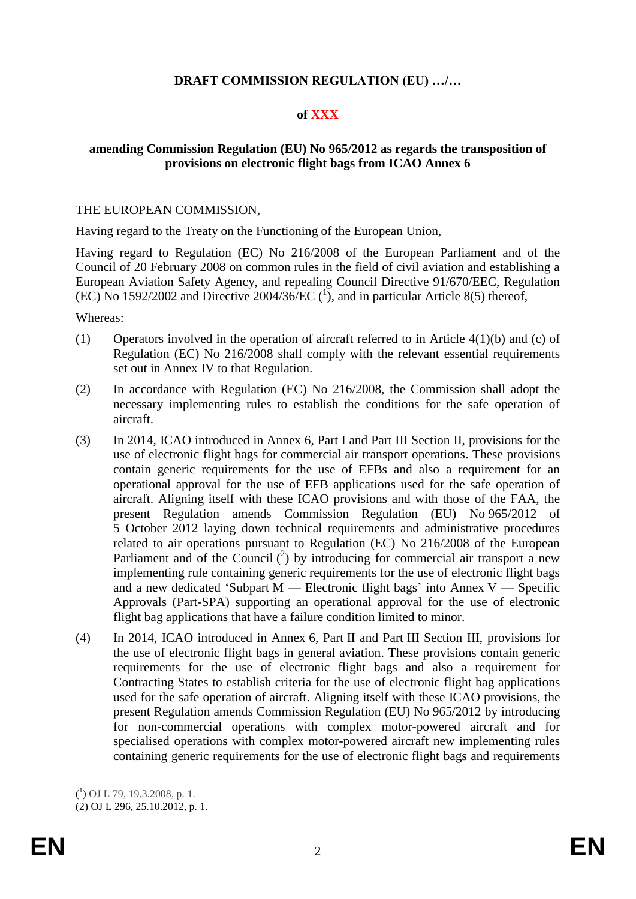**DRAFT COMMISSION REGULATION (EU) …/…**

**of XXX**

**amending Commission Regulation (EU) No 965/2012 as regards the transposition of provisions on electronic flight bags from ICAO Annex 6**

THE EUROPEAN COMMISSION,

Having regard to the Treaty on the Functioning of the European Union,

Having regard to Regulation (EC) No 216/2008 of the European Parliament and of the Council of 20 February 2008 on common rules in the field of civil aviation and establishing a European Aviation Safety Agency, and repealing Council Directive 91/670/EEC, Regulation (EC) No 1592/2002 and Directive 2004/36/EC ([1]), and in particular Article 8(5) thereof,

Whereas:

(1) Operators involved in the operation of aircraft referred to in Article 4(1)(b) and (c) of Regulation (EC) No 216/2008 shall comply with the relevant essential requirements set out in Annex IV to that Regulation.

(2) In accordance with Regulation (EC) No 216/2008, the Commission shall adopt the necessary implementing rules to establish the conditions for the safe operation of aircraft.

(3) In 2014, ICAO introduced in Annex 6, Part I and Part III Section II, provisions for the use of electronic flight bags for commercial air transport operations. These provisions contain generic requirements for the use of EFBs and also a requirement for an operational approval for the use of EFB applications used for the safe operation of aircraft. Aligning itself with these ICAO provisions and with those of the FAA, the present Regulation amends Commission Regulation (EU) No 965/2012 of 5 October 2012 laying down technical requirements and administrative procedures related to air operations pursuant to Regulation (EC) No 216/2008 of the European Parliament and of the Council ([2]) by introducing for commercial air transport a new implementing rule containing generic requirements for the use of electronic flight bags and a new dedicated 'Subpart M — Electronic flight bags' into Annex V — Specific Approvals (Part-SPA) supporting an operational approval for the use of electronic flight bag applications that have a failure condition limited to minor.

(4) In 2014, ICAO introduced in Annex 6, Part II and Part III Section III, provisions for the use of electronic flight bags in general aviation. These provisions contain generic requirements for the use of electronic flight bags and also a requirement for Contracting States to establish criteria for the use of electronic flight bag applications used for the safe operation of aircraft. Aligning itself with these ICAO provisions, the present Regulation amends Commission Regulation (EU) No 965/2012 by introducing for non-commercial operations with complex motor-powered aircraft and for specialised operations with complex motor-powered aircraft new implementing rules containing generic requirements for the use of electronic flight bags and requirements

---

([1]) OJ L 79, 19.3.2008, p. 1.

(2) OJ L 296, 25.10.2012, p. 1.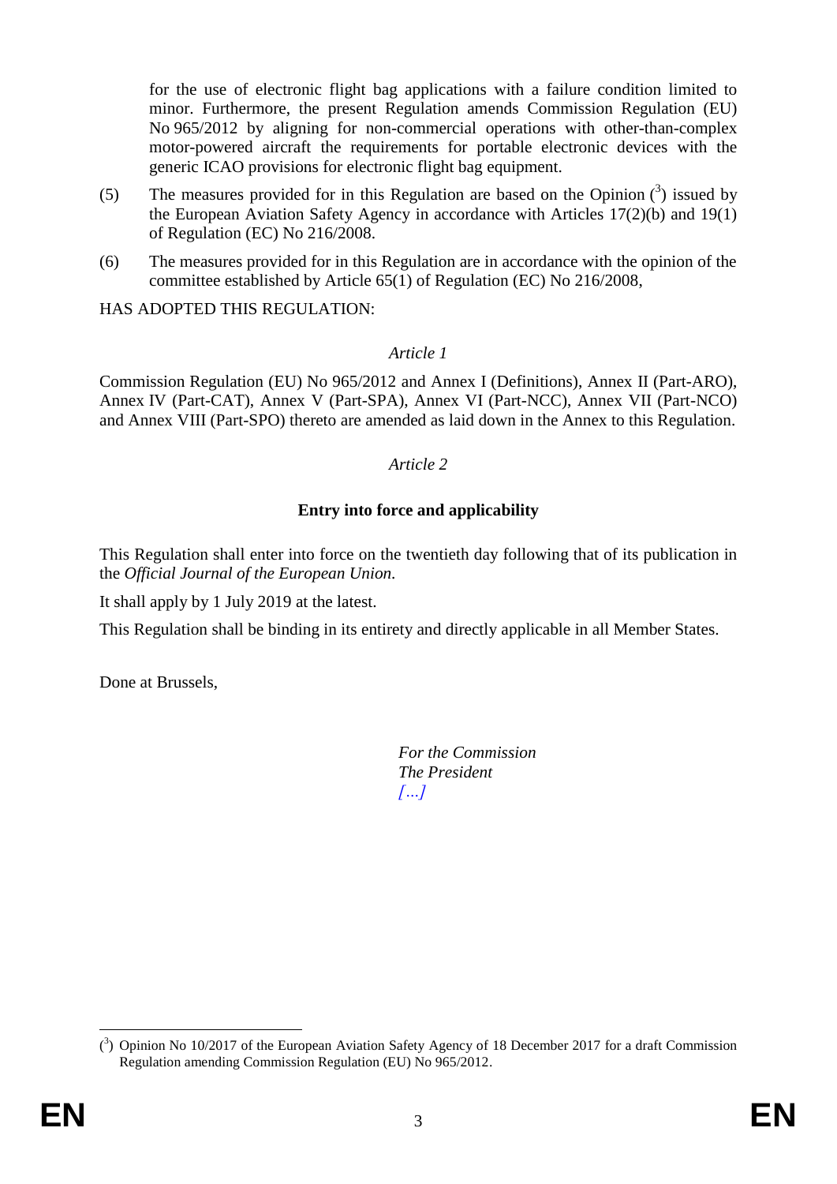for the use of electronic flight bag applications with a failure condition limited to minor. Furthermore, the present Regulation amends Commission Regulation (EU) No 965/2012 by aligning for non-commercial operations with other-than-complex motor-powered aircraft the requirements for portable electronic devices with the generic ICAO provisions for electronic flight bag equipment.

(5) The measures provided for in this Regulation are based on the Opinion ([3]) issued by the European Aviation Safety Agency in accordance with Articles 17(2)(b) and 19(1) of Regulation (EC) No 216/2008.

(6) The measures provided for in this Regulation are in accordance with the opinion of the committee established by Article 65(1) of Regulation (EC) No 216/2008,

HAS ADOPTED THIS REGULATION:

*Article 1*

Commission Regulation (EU) No 965/2012 and Annex I (Definitions), Annex II (Part-ARO), Annex IV (Part-CAT), Annex V (Part-SPA), Annex VI (Part-NCC), Annex VII (Part-NCO) and Annex VIII (Part-SPO) thereto are amended as laid down in the Annex to this Regulation.

*Article 2*

**Entry into force and applicability**

This Regulation shall enter into force on the twentieth day following that of its publication in the *Official Journal of the European Union*.

It shall apply by 1 July 2019 at the latest.

This Regulation shall be binding in its entirety and directly applicable in all Member States.

Done at Brussels,

*For the Commission*
*The President*
*[…]*

---

([3]) Opinion No 10/2017 of the European Aviation Safety Agency of 18 December 2017 for a draft Commission Regulation amending Commission Regulation (EU) No 965/2012.